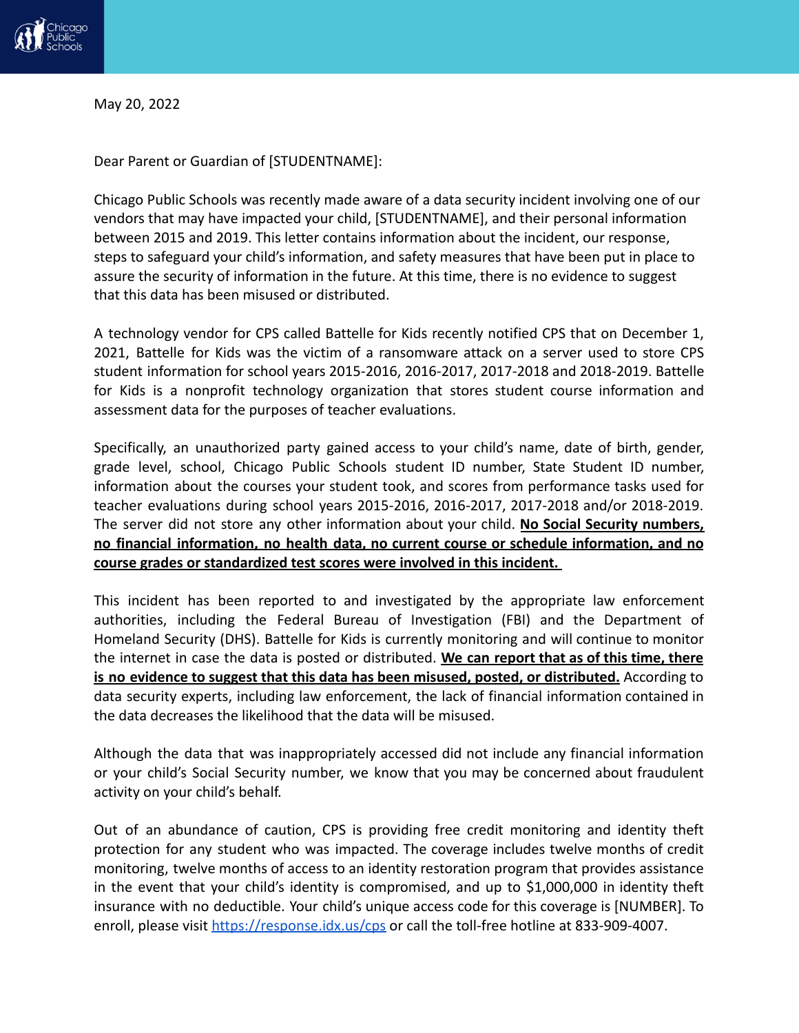May 20, 2022

Dear Parent or Guardian of [STUDENTNAME]:

Chicago Public Schools was recently made aware of a data security incident involving one of our vendors that may have impacted your child, [STUDENTNAME], and their personal information between 2015 and 2019. This letter contains information about the incident, our response, steps to safeguard your child's information, and safety measures that have been put in place to assure the security of information in the future. At this time, there is no evidence to suggest that this data has been misused or distributed.

A technology vendor for CPS called Battelle for Kids recently notified CPS that on December 1, 2021, Battelle for Kids was the victim of a ransomware attack on a server used to store CPS student information for school years 2015-2016, 2016-2017, 2017-2018 and 2018-2019. Battelle for Kids is a nonprofit technology organization that stores student course information and assessment data for the purposes of teacher evaluations.

Specifically, an unauthorized party gained access to your child's name, date of birth, gender, grade level, school, Chicago Public Schools student ID number, State Student ID number, information about the courses your student took, and scores from performance tasks used for teacher evaluations during school years 2015-2016, 2016-2017, 2017-2018 and/or 2018-2019. The server did not store any other information about your child. **No Social Security numbers, no financial information, no health data, no current course or schedule information, and no course grades or standardized test scores were involved in this incident.**

This incident has been reported to and investigated by the appropriate law enforcement authorities, including the Federal Bureau of Investigation (FBI) and the Department of Homeland Security (DHS). Battelle for Kids is currently monitoring and will continue to monitor the internet in case the data is posted or distributed. **We can report that as of this time, there is no evidence to suggest that this data has been misused, posted, or distributed.** According to data security experts, including law enforcement, the lack of financial information contained in the data decreases the likelihood that the data will be misused.

Although the data that was inappropriately accessed did not include any financial information or your child's Social Security number, we know that you may be concerned about fraudulent activity on your child's behalf.

Out of an abundance of caution, CPS is providing free credit monitoring and identity theft protection for any student who was impacted. The coverage includes twelve months of credit monitoring, twelve months of access to an identity restoration program that provides assistance in the event that your child's identity is compromised, and up to $1,000,000 in identity theft insurance with no deductible. Your child's unique access code for this coverage is [NUMBER]. To enroll, please visit https://response.idx.us/cps or call the toll-free hotline at 833-909-4007.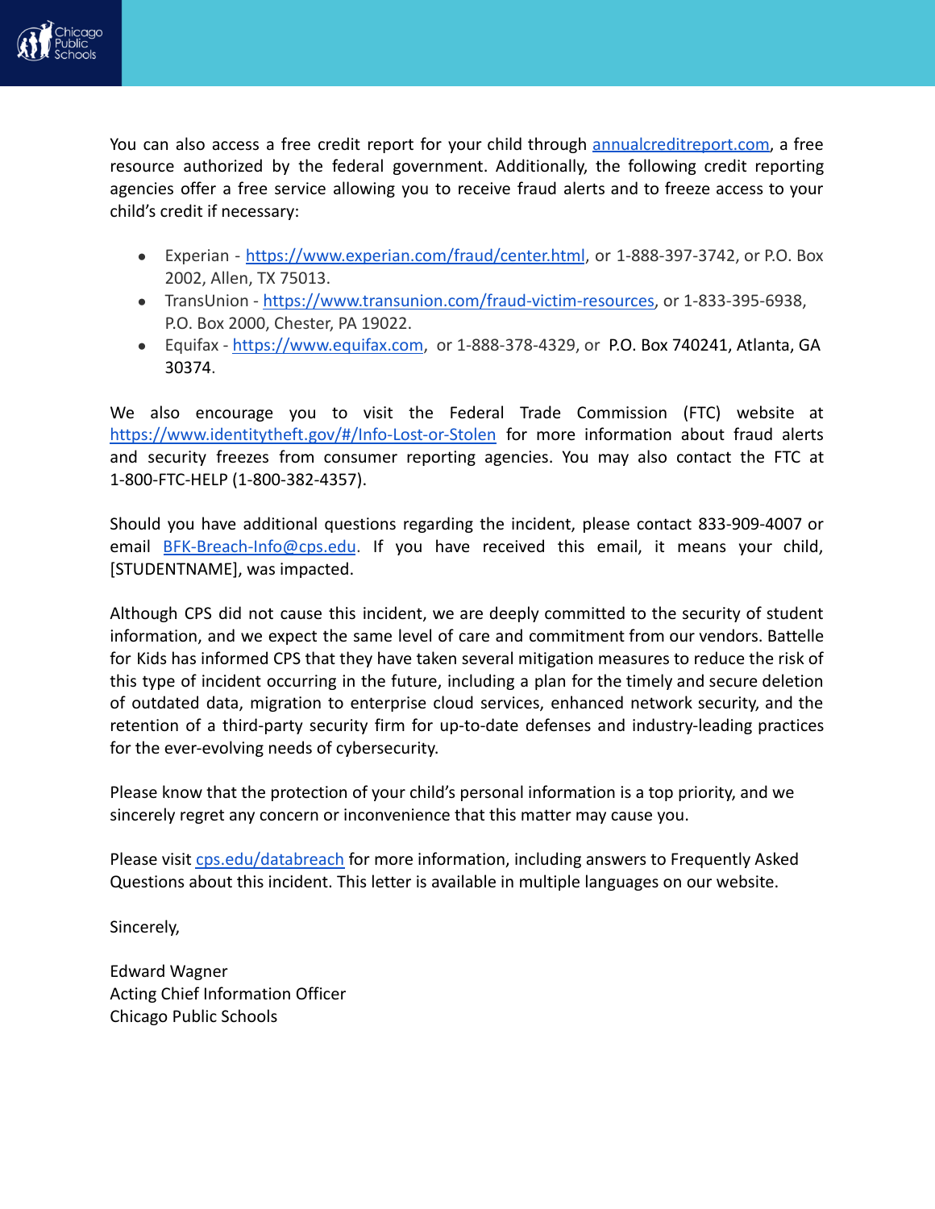You can also access a free credit report for your child through [annualcreditreport.com](https://www.annualcreditreport.com), a free resource authorized by the federal government. Additionally, the following credit reporting agencies offer a free service allowing you to receive fraud alerts and to freeze access to your child's credit if necessary:

- Experian - [https://www.experian.com/fraud/center.html](https://www.experian.com/fraud/center.html), or 1-888-397-3742, or P.O. Box 2002, Allen, TX 75013.
- TransUnion - [https://www.transunion.com/fraud-victim-resources](https://www.transunion.com/fraud-victim-resources), or 1-833-395-6938, P.O. Box 2000, Chester, PA 19022.
- Equifax - [https://www.equifax.com](https://www.equifax.com), or 1-888-378-4329, or P.O. Box 740241, Atlanta, GA 30374.

We also encourage you to visit the Federal Trade Commission (FTC) website at [https://www.identitytheft.gov/#/Info-Lost-or-Stolen](https://www.identitytheft.gov/#/Info-Lost-or-Stolen) for more information about fraud alerts and security freezes from consumer reporting agencies. You may also contact the FTC at 1-800-FTC-HELP (1-800-382-4357).

Should you have additional questions regarding the incident, please contact 833-909-4007 or email [BFK-Breach-Info@cps.edu](mailto:BFK-Breach-Info@cps.edu). If you have received this email, it means your child, [STUDENTNAME], was impacted.

Although CPS did not cause this incident, we are deeply committed to the security of student information, and we expect the same level of care and commitment from our vendors. Battelle for Kids has informed CPS that they have taken several mitigation measures to reduce the risk of this type of incident occurring in the future, including a plan for the timely and secure deletion of outdated data, migration to enterprise cloud services, enhanced network security, and the retention of a third-party security firm for up-to-date defenses and industry-leading practices for the ever-evolving needs of cybersecurity.

Please know that the protection of your child's personal information is a top priority, and we sincerely regret any concern or inconvenience that this matter may cause you.

Please visit [cps.edu/databreach](https://www.cps.edu/databreach) for more information, including answers to Frequently Asked Questions about this incident. This letter is available in multiple languages on our website.

Sincerely,

Edward Wagner
Acting Chief Information Officer
Chicago Public Schools